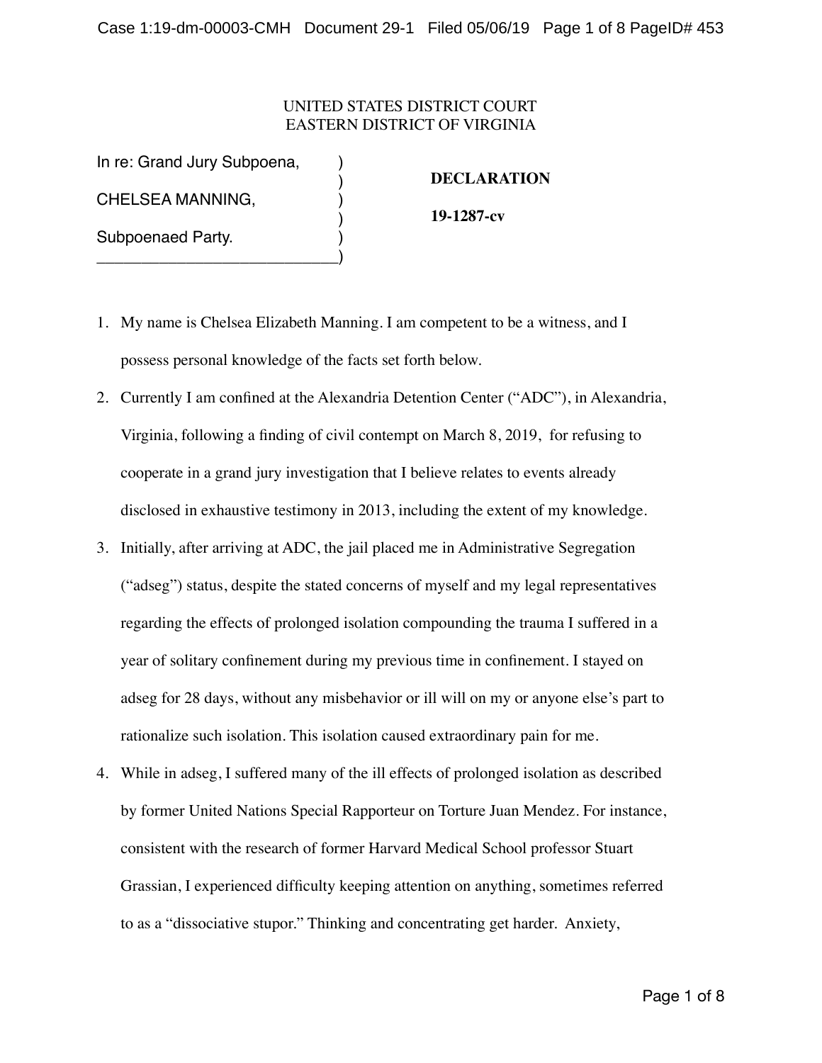UNITED STATES DISTRICT COURT
EASTERN DISTRICT OF VIRGINIA

In re: Grand Jury Subpoena,

CHELSEA MANNING,

Subpoenaed Party.

**DECLARATION**

**19-1287-cv**

1. My name is Chelsea Elizabeth Manning. I am competent to be a witness, and I possess personal knowledge of the facts set forth below.
2. Currently I am confined at the Alexandria Detention Center ("ADC"), in Alexandria, Virginia, following a finding of civil contempt on March 8, 2019, for refusing to cooperate in a grand jury investigation that I believe relates to events already disclosed in exhaustive testimony in 2013, including the extent of my knowledge.
3. Initially, after arriving at ADC, the jail placed me in Administrative Segregation ("adseg") status, despite the stated concerns of myself and my legal representatives regarding the effects of prolonged isolation compounding the trauma I suffered in a year of solitary confinement during my previous time in confinement. I stayed on adseg for 28 days, without any misbehavior or ill will on my or anyone else's part to rationalize such isolation. This isolation caused extraordinary pain for me.
4. While in adseg, I suffered many of the ill effects of prolonged isolation as described by former United Nations Special Rapporteur on Torture Juan Mendez. For instance, consistent with the research of former Harvard Medical School professor Stuart Grassian, I experienced difficulty keeping attention on anything, sometimes referred to as a "dissociative stupor." Thinking and concentrating get harder. Anxiety,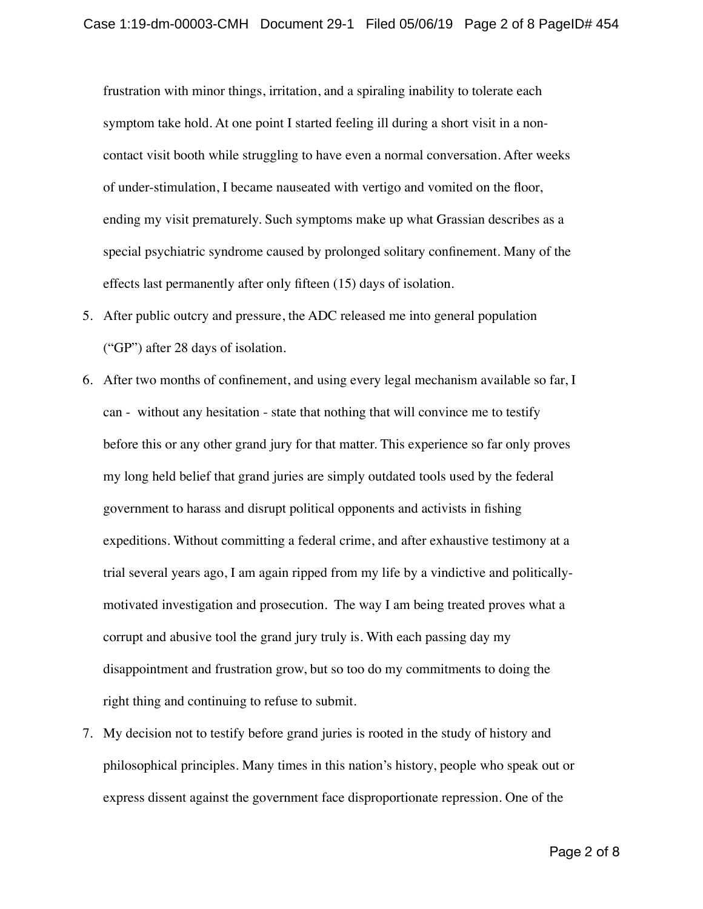frustration with minor things, irritation, and a spiraling inability to tolerate each symptom take hold. At one point I started feeling ill during a short visit in a non-contact visit booth while struggling to have even a normal conversation. After weeks of under-stimulation, I became nauseated with vertigo and vomited on the floor, ending my visit prematurely. Such symptoms make up what Grassian describes as a special psychiatric syndrome caused by prolonged solitary confinement. Many of the effects last permanently after only fifteen (15) days of isolation.

5. After public outcry and pressure, the ADC released me into general population ("GP") after 28 days of isolation.

6. After two months of confinement, and using every legal mechanism available so far, I can - without any hesitation - state that nothing that will convince me to testify before this or any other grand jury for that matter. This experience so far only proves my long held belief that grand juries are simply outdated tools used by the federal government to harass and disrupt political opponents and activists in fishing expeditions. Without committing a federal crime, and after exhaustive testimony at a trial several years ago, I am again ripped from my life by a vindictive and politically-motivated investigation and prosecution. The way I am being treated proves what a corrupt and abusive tool the grand jury truly is. With each passing day my disappointment and frustration grow, but so too do my commitments to doing the right thing and continuing to refuse to submit.

7. My decision not to testify before grand juries is rooted in the study of history and philosophical principles. Many times in this nation's history, people who speak out or express dissent against the government face disproportionate repression. One of the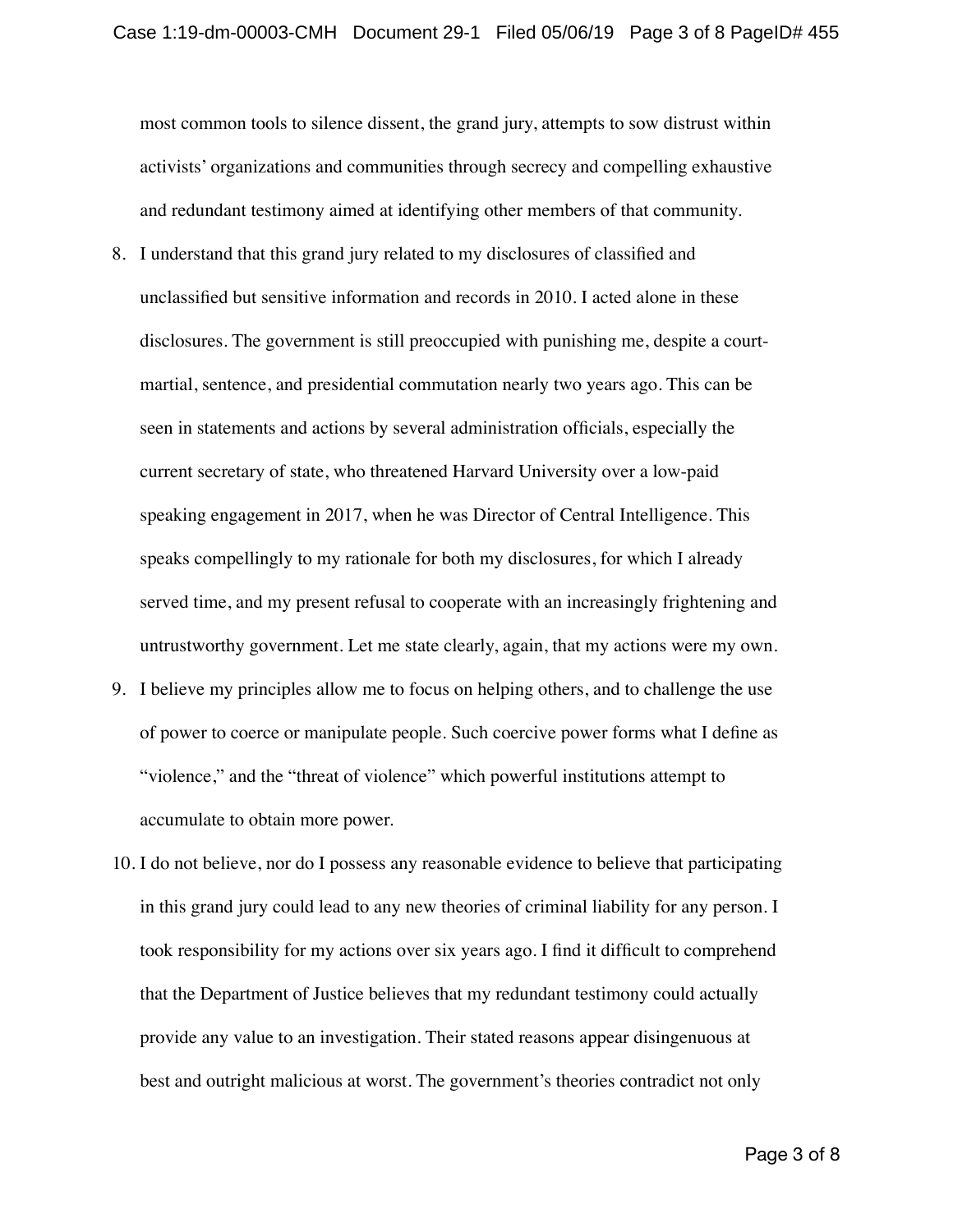most common tools to silence dissent, the grand jury, attempts to sow distrust within activists' organizations and communities through secrecy and compelling exhaustive and redundant testimony aimed at identifying other members of that community.

8. I understand that this grand jury related to my disclosures of classified and unclassified but sensitive information and records in 2010. I acted alone in these disclosures. The government is still preoccupied with punishing me, despite a court-martial, sentence, and presidential commutation nearly two years ago. This can be seen in statements and actions by several administration officials, especially the current secretary of state, who threatened Harvard University over a low-paid speaking engagement in 2017, when he was Director of Central Intelligence. This speaks compellingly to my rationale for both my disclosures, for which I already served time, and my present refusal to cooperate with an increasingly frightening and untrustworthy government. Let me state clearly, again, that my actions were my own.
9. I believe my principles allow me to focus on helping others, and to challenge the use of power to coerce or manipulate people. Such coercive power forms what I define as "violence," and the "threat of violence" which powerful institutions attempt to accumulate to obtain more power.
10. I do not believe, nor do I possess any reasonable evidence to believe that participating in this grand jury could lead to any new theories of criminal liability for any person. I took responsibility for my actions over six years ago. I find it difficult to comprehend that the Department of Justice believes that my redundant testimony could actually provide any value to an investigation. Their stated reasons appear disingenuous at best and outright malicious at worst. The government's theories contradict not only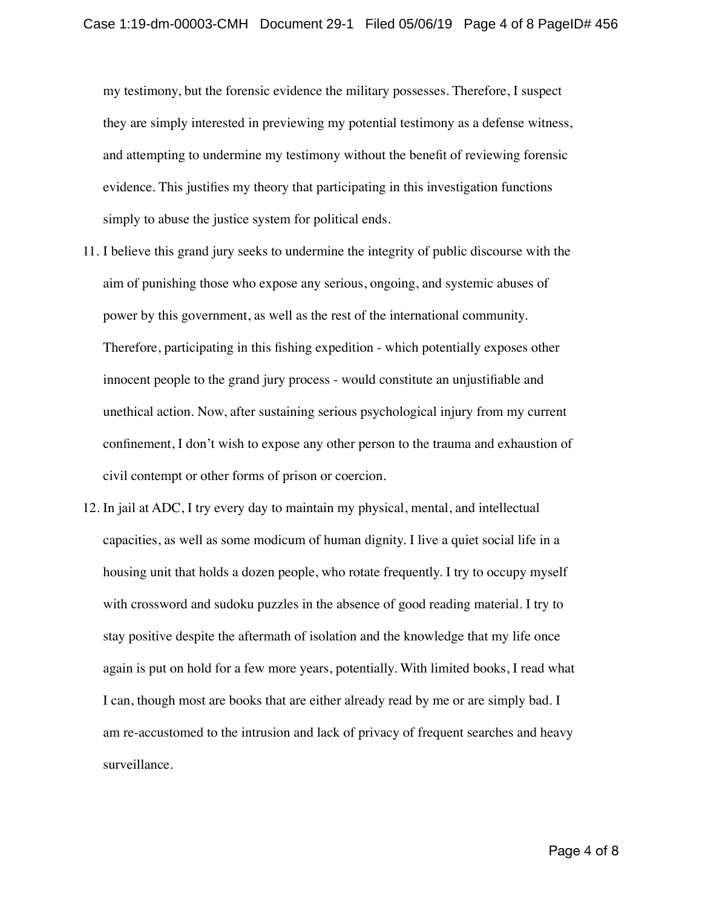my testimony, but the forensic evidence the military possesses. Therefore, I suspect they are simply interested in previewing my potential testimony as a defense witness, and attempting to undermine my testimony without the benefit of reviewing forensic evidence. This justifies my theory that participating in this investigation functions simply to abuse the justice system for political ends.

11. I believe this grand jury seeks to undermine the integrity of public discourse with the aim of punishing those who expose any serious, ongoing, and systemic abuses of power by this government, as well as the rest of the international community. Therefore, participating in this fishing expedition - which potentially exposes other innocent people to the grand jury process - would constitute an unjustifiable and unethical action. Now, after sustaining serious psychological injury from my current confinement, I don't wish to expose any other person to the trauma and exhaustion of civil contempt or other forms of prison or coercion.
12. In jail at ADC, I try every day to maintain my physical, mental, and intellectual capacities, as well as some modicum of human dignity. I live a quiet social life in a housing unit that holds a dozen people, who rotate frequently. I try to occupy myself with crossword and sudoku puzzles in the absence of good reading material. I try to stay positive despite the aftermath of isolation and the knowledge that my life once again is put on hold for a few more years, potentially. With limited books, I read what I can, though most are books that are either already read by me or are simply bad. I am re-accustomed to the intrusion and lack of privacy of frequent searches and heavy surveillance.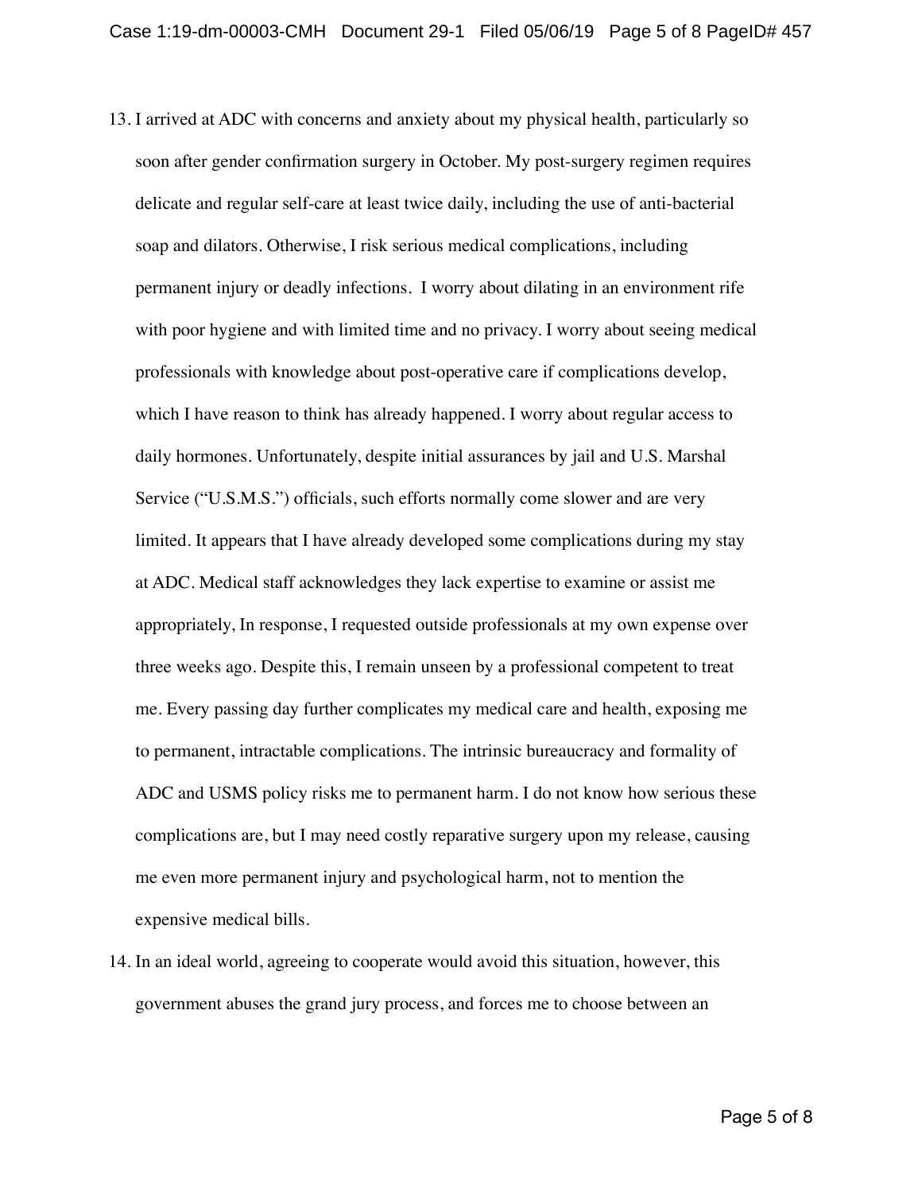13. I arrived at ADC with concerns and anxiety about my physical health, particularly so soon after gender confirmation surgery in October. My post-surgery regimen requires delicate and regular self-care at least twice daily, including the use of anti-bacterial soap and dilators. Otherwise, I risk serious medical complications, including permanent injury or deadly infections. I worry about dilating in an environment rife with poor hygiene and with limited time and no privacy. I worry about seeing medical professionals with knowledge about post-operative care if complications develop, which I have reason to think has already happened. I worry about regular access to daily hormones. Unfortunately, despite initial assurances by jail and U.S. Marshal Service ("U.S.M.S.") officials, such efforts normally come slower and are very limited. It appears that I have already developed some complications during my stay at ADC. Medical staff acknowledges they lack expertise to examine or assist me appropriately, In response, I requested outside professionals at my own expense over three weeks ago. Despite this, I remain unseen by a professional competent to treat me. Every passing day further complicates my medical care and health, exposing me to permanent, intractable complications. The intrinsic bureaucracy and formality of ADC and USMS policy risks me to permanent harm. I do not know how serious these complications are, but I may need costly reparative surgery upon my release, causing me even more permanent injury and psychological harm, not to mention the expensive medical bills.

14. In an ideal world, agreeing to cooperate would avoid this situation, however, this government abuses the grand jury process, and forces me to choose between an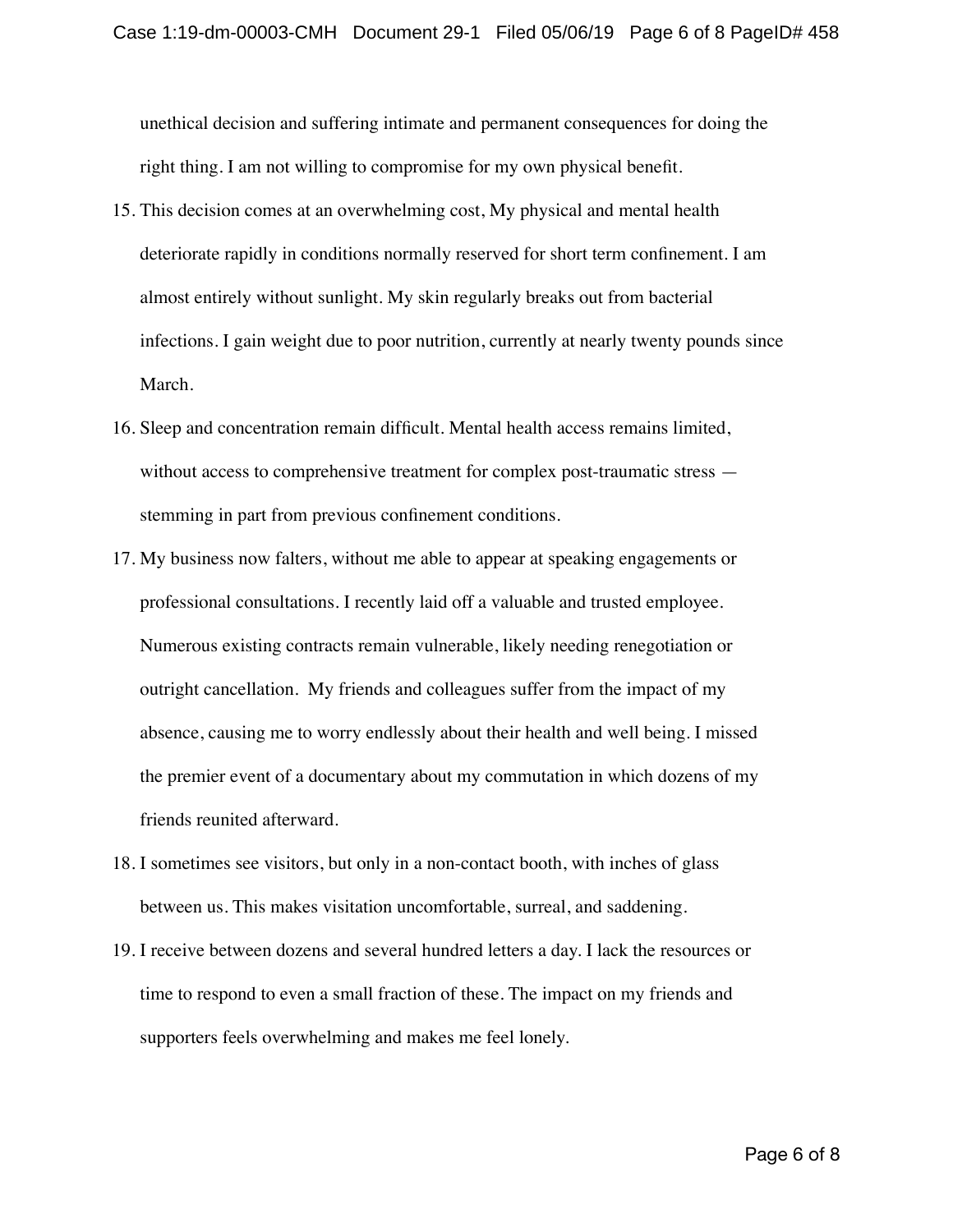unethical decision and suffering intimate and permanent consequences for doing the right thing. I am not willing to compromise for my own physical benefit.

15. This decision comes at an overwhelming cost, My physical and mental health deteriorate rapidly in conditions normally reserved for short term confinement. I am almost entirely without sunlight. My skin regularly breaks out from bacterial infections. I gain weight due to poor nutrition, currently at nearly twenty pounds since March.
16. Sleep and concentration remain difficult. Mental health access remains limited, without access to comprehensive treatment for complex post-traumatic stress — stemming in part from previous confinement conditions.
17. My business now falters, without me able to appear at speaking engagements or professional consultations. I recently laid off a valuable and trusted employee. Numerous existing contracts remain vulnerable, likely needing renegotiation or outright cancellation. My friends and colleagues suffer from the impact of my absence, causing me to worry endlessly about their health and well being. I missed the premier event of a documentary about my commutation in which dozens of my friends reunited afterward.
18. I sometimes see visitors, but only in a non-contact booth, with inches of glass between us. This makes visitation uncomfortable, surreal, and saddening.
19. I receive between dozens and several hundred letters a day. I lack the resources or time to respond to even a small fraction of these. The impact on my friends and supporters feels overwhelming and makes me feel lonely.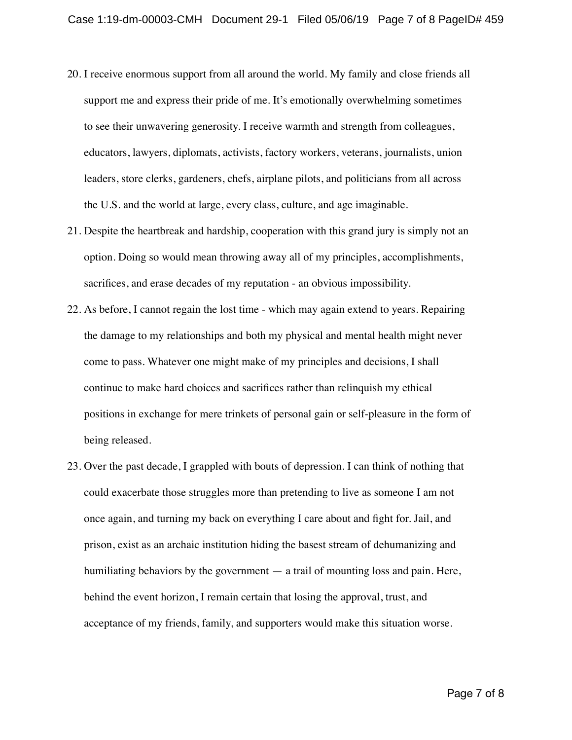20. I receive enormous support from all around the world. My family and close friends all support me and express their pride of me. It's emotionally overwhelming sometimes to see their unwavering generosity. I receive warmth and strength from colleagues, educators, lawyers, diplomats, activists, factory workers, veterans, journalists, union leaders, store clerks, gardeners, chefs, airplane pilots, and politicians from all across the U.S. and the world at large, every class, culture, and age imaginable.

21. Despite the heartbreak and hardship, cooperation with this grand jury is simply not an option. Doing so would mean throwing away all of my principles, accomplishments, sacrifices, and erase decades of my reputation - an obvious impossibility.

22. As before, I cannot regain the lost time - which may again extend to years. Repairing the damage to my relationships and both my physical and mental health might never come to pass. Whatever one might make of my principles and decisions, I shall continue to make hard choices and sacrifices rather than relinquish my ethical positions in exchange for mere trinkets of personal gain or self-pleasure in the form of being released.

23. Over the past decade, I grappled with bouts of depression. I can think of nothing that could exacerbate those struggles more than pretending to live as someone I am not once again, and turning my back on everything I care about and fight for. Jail, and prison, exist as an archaic institution hiding the basest stream of dehumanizing and humiliating behaviors by the government — a trail of mounting loss and pain. Here, behind the event horizon, I remain certain that losing the approval, trust, and acceptance of my friends, family, and supporters would make this situation worse.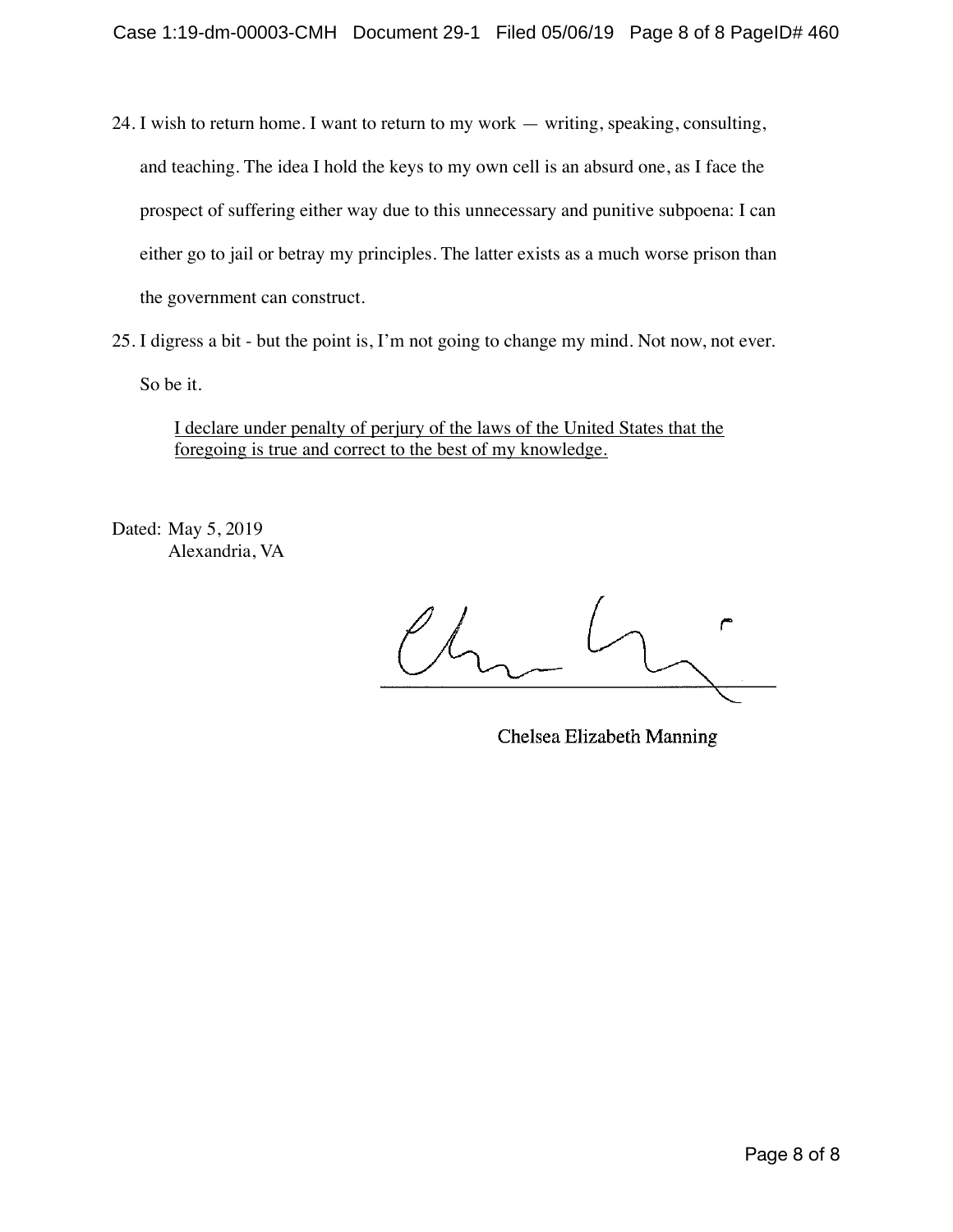24. I wish to return home. I want to return to my work — writing, speaking, consulting, and teaching. The idea I hold the keys to my own cell is an absurd one, as I face the prospect of suffering either way due to this unnecessary and punitive subpoena: I can either go to jail or betray my principles. The latter exists as a much worse prison than the government can construct.

25. I digress a bit - but the point is, I'm not going to change my mind. Not now, not ever. So be it.

<u>I declare under penalty of perjury of the laws of the United States that the foregoing is true and correct to the best of my knowledge.</u>

Dated: May 5, 2019
Alexandria, VA

Chelsea Elizabeth Manning